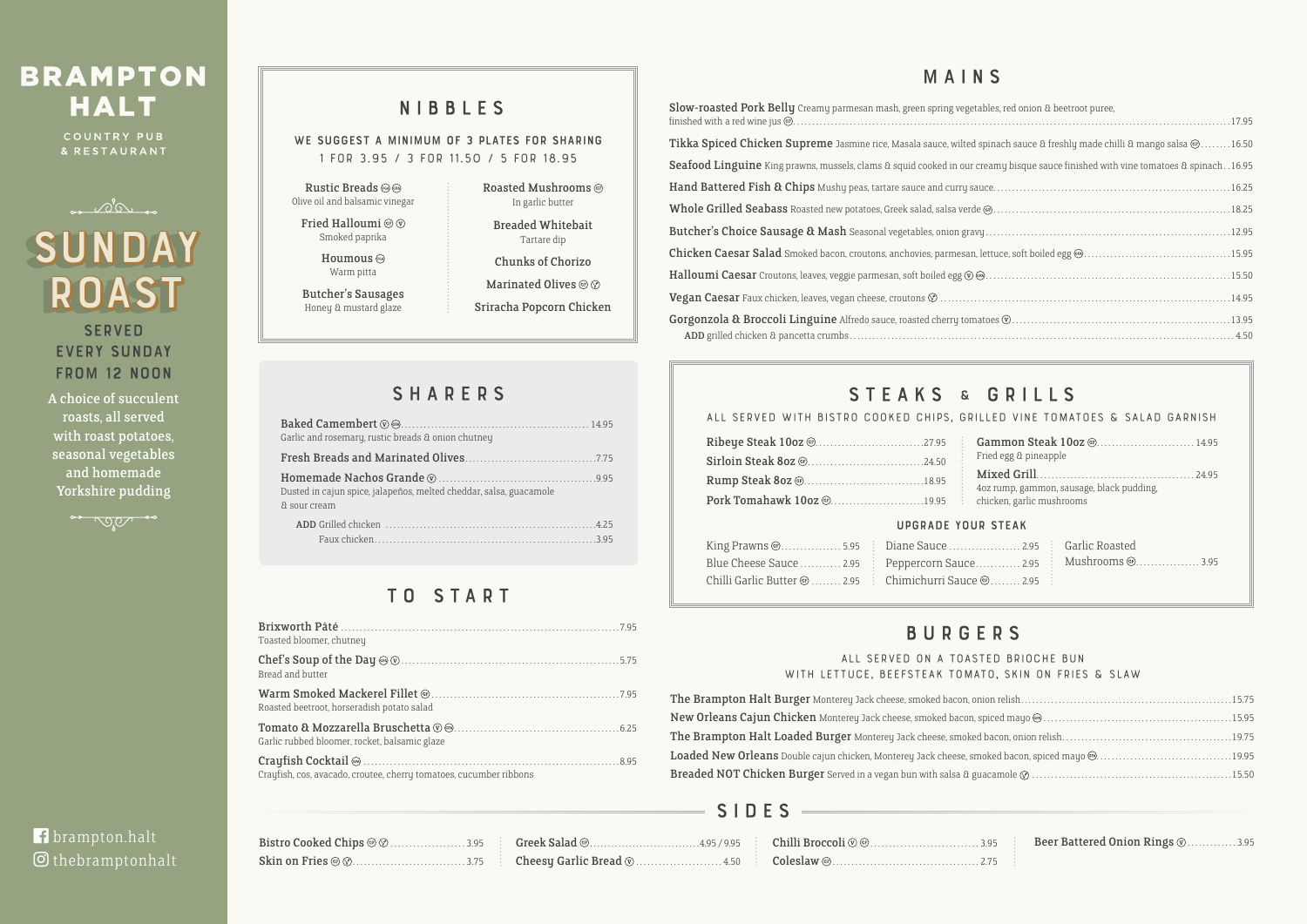# BRAMPTON HALT

COUNTRY PUB & RESTAURANT

## SUNDAY ROAST

SERVED EVERY SUNDAY FROM 12 NOON

A choice of succulent roasts, all served with roast potatoes, seasonal vegetables and homemade Yorkshire pudding

brampton.halt
thebramptonhalt

## NIBBLES

WE SUGGEST A MINIMUM OF 3 PLATES FOR SHARING
1 FOR 3.95 / 3 FOR 11.50 / 5 FOR 18.95

- **Rustic Breads** – Olive oil and balsamic vinegar
- **Fried Halloumi** – Smoked paprika
- **Houmous** – Warm pitta
- **Butcher's Sausages** – Honey & mustard glaze
- **Roasted Mushrooms** – In garlic butter
- **Breaded Whitebait** – Tartare dip
- **Chunks of Chorizo**
- **Marinated Olives**
- **Sriracha Popcorn Chicken**

## SHARERS

- **Baked Camembert** – 14.95
  Garlic and rosemary, rustic breads & onion chutney
- **Fresh Breads and Marinated Olives** – 7.75
- **Homemade Nachos Grande** – 9.95
  Dusted in cajun spice, jalapeños, melted cheddar, salsa, guacamole & sour cream
  - ADD Grilled chicken – 4.25
  - Faux chicken – 3.95

## TO START

- **Brixworth Pâté** – 7.95
  Toasted bloomer, chutney
- **Chef's Soup of the Day** – 5.75
  Bread and butter
- **Warm Smoked Mackerel Fillet** – 7.95
  Roasted beetroot, horseradish potato salad
- **Tomato & Mozzarella Bruschetta** – 6.25
  Garlic rubbed bloomer, rocket, balsamic glaze
- **Crayfish Cocktail** – 8.95
  Crayfish, cos, avacado, croutee, cherry tomatoes, cucumber ribbons

## MAINS

- **Slow-roasted Pork Belly** Creamy parmesan mash, green spring vegetables, red onion & beetroot puree, finished with a red wine jus – 17.95
- **Tikka Spiced Chicken Supreme** Jasmine rice, Masala sauce, wilted spinach sauce & freshly made chilli & mango salsa – 16.50
- **Seafood Linguine** King prawns, mussels, clams & squid cooked in our creamy bisque sauce finished with vine tomatoes & spinach – 16.95
- **Hand Battered Fish & Chips** Mushy peas, tartare sauce and curry sauce – 16.25
- **Whole Grilled Seabass** Roasted new potatoes, Greek salad, salsa verde – 18.25
- **Butcher's Choice Sausage & Mash** Seasonal vegetables, onion gravy – 12.95
- **Chicken Caesar Salad** Smoked bacon, croutons, anchovies, parmesan, lettuce, soft boiled egg – 15.95
- **Halloumi Caesar** Croutons, leaves, veggie parmesan, soft boiled egg – 15.50
- **Vegan Caesar** Faux chicken, leaves, vegan cheese, croutons – 14.95
- **Gorgonzola & Broccoli Linguine** Alfredo sauce, roasted cherry tomatoes – 13.95
  - ADD grilled chicken & pancetta crumbs – 4.50

## STEAKS & GRILLS

ALL SERVED WITH BISTRO COOKED CHIPS, GRILLED VINE TOMATOES & SALAD GARNISH

- **Ribeye Steak 10oz** – 27.95
- **Sirloin Steak 8oz** – 24.50
- **Rump Steak 8oz** – 18.95
- **Pork Tomahawk 10oz** – 19.95
- **Gammon Steak 10oz** – 14.95
  Fried egg & pineapple
- **Mixed Grill** – 24.95
  4oz rump, gammon, sausage, black pudding, chicken, garlic mushrooms

### UPGRADE YOUR STEAK

- King Prawns – 5.95
- Blue Cheese Sauce – 2.95
- Chilli Garlic Butter – 2.95
- Diane Sauce – 2.95
- Peppercorn Sauce – 2.95
- Chimichurri Sauce – 2.95
- Garlic Roasted Mushrooms – 3.95

## BURGERS

ALL SERVED ON A TOASTED BRIOCHE BUN WITH LETTUCE, BEEFSTEAK TOMATO, SKIN ON FRIES & SLAW

- **The Brampton Halt Burger** Monterey Jack cheese, smoked bacon, onion relish – 15.75
- **New Orleans Cajun Chicken** Monterey Jack cheese, smoked bacon, spiced mayo – 15.95
- **The Brampton Halt Loaded Burger** Monterey Jack cheese, smoked bacon, onion relish – 19.75
- **Loaded New Orleans** Double cajun chicken, Monterey Jack cheese, smoked bacon, spiced mayo – 19.95
- **Breaded NOT Chicken Burger** Served in a vegan bun with salsa & guacamole – 15.50

## SIDES

- Bistro Cooked Chips – 3.95
- Skin on Fries – 3.75
- Greek Salad – 4.95 / 9.95
- Cheesy Garlic Bread – 4.50
- Chilli Broccoli – 3.95
- Coleslaw – 2.75
- Beer Battered Onion Rings – 3.95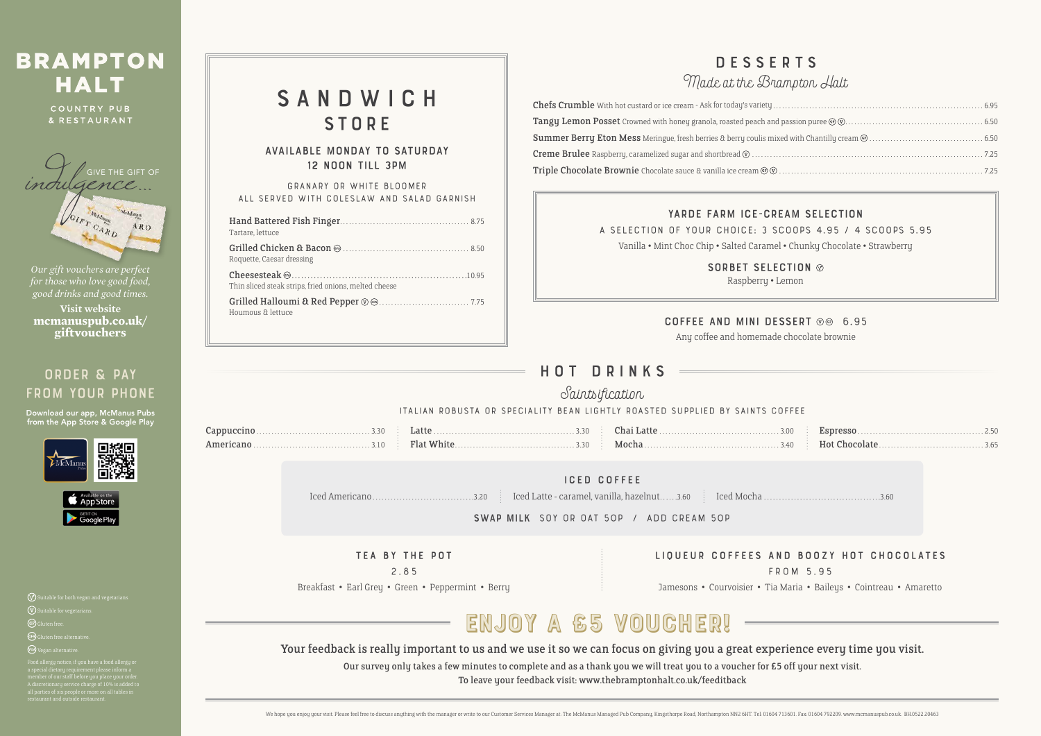# BRAMPTON HALT

COUNTRY PUB & RESTAURANT

*indulgence...* GIVE THE GIFT OF

*Our gift vouchers are perfect for those who love good food, good drinks and good times.*

**Visit website mcmanuspub.co.uk/giftvouchers**

## ORDER & PAY FROM YOUR PHONE

**Download our app, McManus Pubs from the App Store & Google Play**

Available on the App Store

GET IT ON Google Play

(VG) Suitable for both vegan and vegetarians.
(V) Suitable for vegetarians.
(GF) Gluten free.
(GFA) Gluten free alternative.
(VGA) Vegan alternative.

Food allergy notice: if you have a food allergy or a special dietary requirement please inform a member of our staff before you place your order. A discretionary service charge of 10% is added to all parties of six people or more on all tables in restaurant and outside restaurant.

# SANDWICH STORE

**AVAILABLE MONDAY TO SATURDAY 12 NOON TILL 3PM**

GRANARY OR WHITE BLOOMER
ALL SERVED WITH COLESLAW AND SALAD GARNISH

**Hand Battered Fish Finger** ........ 8.75
Tartare, lettuce

**Grilled Chicken & Bacon** (GFA) ........ 8.50
Roquette, Caesar dressing

**Cheesesteak** (GFA) ........ 10.95
Thin sliced steak strips, fried onions, melted cheese

**Grilled Halloumi & Red Pepper** (V) (GFA) ........ 7.75
Houmous & lettuce

# DESSERTS

*Made at the Brampton Halt*

**Chefs Crumble** With hot custard or ice cream - Ask for today's variety ........ 6.95

**Tangy Lemon Posset** Crowned with honey granola, roasted peach and passion puree (GF) (V) ........ 6.50

**Summer Berry Eton Mess** Meringue, fresh berries & berry coulis mixed with Chantilly cream (GF) ........ 6.50

**Creme Brulee** Raspberry, caramelized sugar and shortbread (V) ........ 7.25

**Triple Chocolate Brownie** Chocolate sauce & vanilla ice cream (GF) (V) ........ 7.25

### YARDE FARM ICE-CREAM SELECTION

A SELECTION OF YOUR CHOICE: 3 SCOOPS 4.95 / 4 SCOOPS 5.95

Vanilla • Mint Choc Chip • Salted Caramel • Chunky Chocolate • Strawberry

### SORBET SELECTION (VG)

Raspberry • Lemon

### COFFEE AND MINI DESSERT (V) (GF) 6.95

Any coffee and homemade chocolate brownie

# HOT DRINKS

*Saintsification*

ITALIAN ROBUSTA OR SPECIALITY BEAN LIGHTLY ROASTED SUPPLIED BY SAINTS COFFEE

**Cappuccino** ........ 3.30
**Americano** ........ 3.10
**Latte** ........ 3.30
**Flat White** ........ 3.30
**Chai Latte** ........ 3.00
**Mocha** ........ 3.40
**Espresso** ........ 2.50
**Hot Chocolate** ........ 3.65

### ICED COFFEE

Iced Americano ........ 3.20
Iced Latte - caramel, vanilla, hazelnut ........ 3.60
Iced Mocha ........ 3.60

**SWAP MILK** SOY OR OAT 50P / ADD CREAM 50P

### TEA BY THE POT

2.85

Breakfast • Earl Grey • Green • Peppermint • Berry

### LIQUEUR COFFEES AND BOOZY HOT CHOCOLATES

FROM 5.95

Jamesons • Courvoisier • Tia Maria • Baileys • Cointreau • Amaretto

# ENJOY A £5 VOUCHER!

Your feedback is really important to us and we use it so we can focus on giving you a great experience every time you visit.

Our survey only takes a few minutes to complete and as a thank you we will treat you to a voucher for £5 off your next visit.

To leave your feedback visit: www.thebramptonhalt.co.uk/feeditback

We hope you enjoy your visit. Please feel free to discuss anything with the manager or write to our Customer Services Manager at: The McManus Managed Pub Company, Kingsthorpe Road, Northampton NN2 6HT. Tel: 01604 713601. Fax: 01604 792209. www.mcmanuspub.co.uk. BH.0522.20463